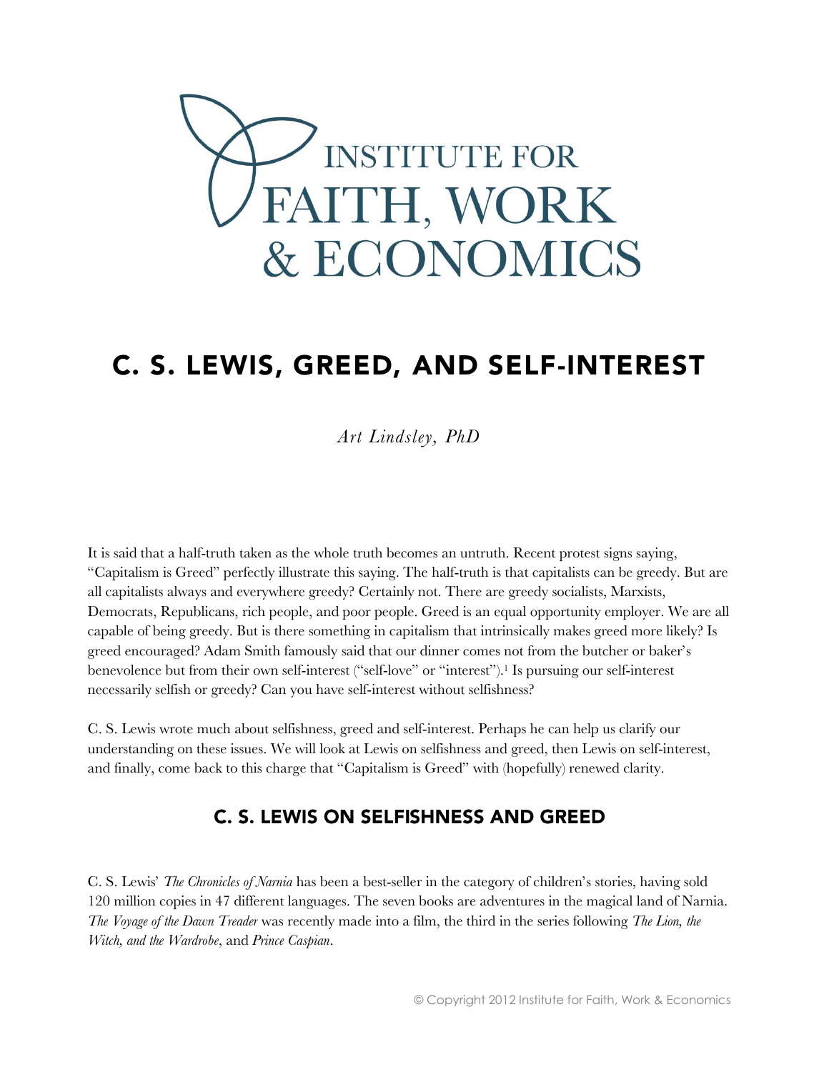# INSTITUTE FOR FAITH, WORK & ECONOMICS

# C. S. LEWIS, GREED, AND SELF-INTEREST

*Art Lindsley, PhD*

It is said that a half-truth taken as the whole truth becomes an untruth. Recent protest signs saying, "Capitalism is Greed" perfectly illustrate this saying. The half-truth is that capitalists can be greedy. But are all capitalists always and everywhere greedy? Certainly not. There are greedy socialists, Marxists, Democrats, Republicans, rich people, and poor people. Greed is an equal opportunity employer. We are all capable of being greedy. But is there something in capitalism that intrinsically makes greed more likely? Is greed encouraged? Adam Smith famously said that our dinner comes not from the butcher or baker's benevolence but from their own self-interest ("self-love" or "interest").[1] Is pursuing our self-interest necessarily selfish or greedy? Can you have self-interest without selfishness?

C. S. Lewis wrote much about selfishness, greed and self-interest. Perhaps he can help us clarify our understanding on these issues. We will look at Lewis on selfishness and greed, then Lewis on self-interest, and finally, come back to this charge that "Capitalism is Greed" with (hopefully) renewed clarity.

## C. S. LEWIS ON SELFISHNESS AND GREED

C. S. Lewis' *The Chronicles of Narnia* has been a best-seller in the category of children's stories, having sold 120 million copies in 47 different languages. The seven books are adventures in the magical land of Narnia. *The Voyage of the Dawn Treader* was recently made into a film, the third in the series following *The Lion, the Witch, and the Wardrobe*, and *Prince Caspian*.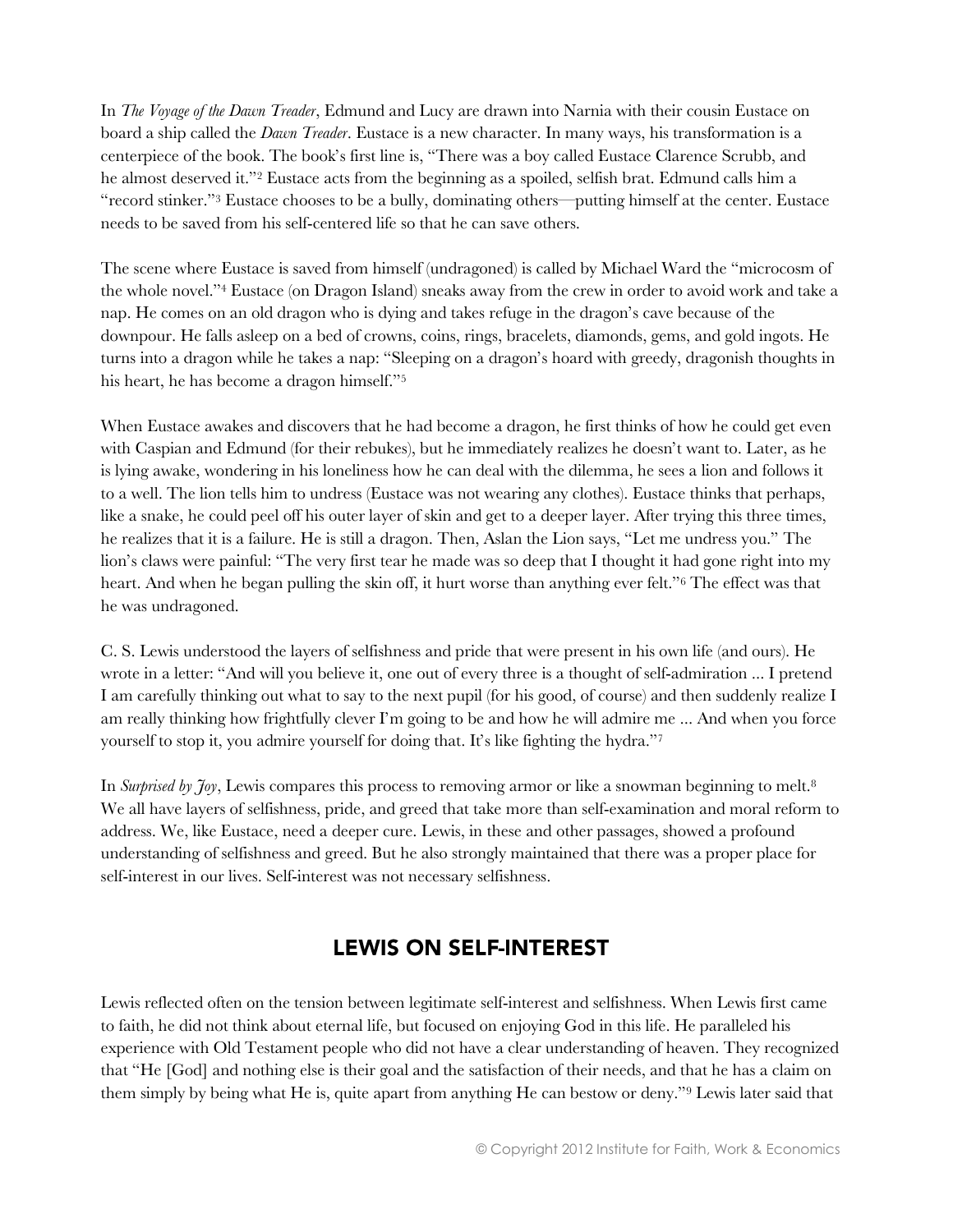In *The Voyage of the Dawn Treader*, Edmund and Lucy are drawn into Narnia with their cousin Eustace on board a ship called the *Dawn Treader*. Eustace is a new character. In many ways, his transformation is a centerpiece of the book. The book's first line is, "There was a boy called Eustace Clarence Scrubb, and he almost deserved it."[2] Eustace acts from the beginning as a spoiled, selfish brat. Edmund calls him a "record stinker."[3] Eustace chooses to be a bully, dominating others—putting himself at the center. Eustace needs to be saved from his self-centered life so that he can save others.

The scene where Eustace is saved from himself (undragoned) is called by Michael Ward the "microcosm of the whole novel."[4] Eustace (on Dragon Island) sneaks away from the crew in order to avoid work and take a nap. He comes on an old dragon who is dying and takes refuge in the dragon's cave because of the downpour. He falls asleep on a bed of crowns, coins, rings, bracelets, diamonds, gems, and gold ingots. He turns into a dragon while he takes a nap: "Sleeping on a dragon's hoard with greedy, dragonish thoughts in his heart, he has become a dragon himself."[5]

When Eustace awakes and discovers that he had become a dragon, he first thinks of how he could get even with Caspian and Edmund (for their rebukes), but he immediately realizes he doesn't want to. Later, as he is lying awake, wondering in his loneliness how he can deal with the dilemma, he sees a lion and follows it to a well. The lion tells him to undress (Eustace was not wearing any clothes). Eustace thinks that perhaps, like a snake, he could peel off his outer layer of skin and get to a deeper layer. After trying this three times, he realizes that it is a failure. He is still a dragon. Then, Aslan the Lion says, "Let me undress you." The lion's claws were painful: "The very first tear he made was so deep that I thought it had gone right into my heart. And when he began pulling the skin off, it hurt worse than anything ever felt."[6] The effect was that he was undragoned.

C. S. Lewis understood the layers of selfishness and pride that were present in his own life (and ours). He wrote in a letter: "And will you believe it, one out of every three is a thought of self-admiration ... I pretend I am carefully thinking out what to say to the next pupil (for his good, of course) and then suddenly realize I am really thinking how frightfully clever I'm going to be and how he will admire me ... And when you force yourself to stop it, you admire yourself for doing that. It's like fighting the hydra."[7]

In *Surprised by Joy*, Lewis compares this process to removing armor or like a snowman beginning to melt.[8] We all have layers of selfishness, pride, and greed that take more than self-examination and moral reform to address. We, like Eustace, need a deeper cure. Lewis, in these and other passages, showed a profound understanding of selfishness and greed. But he also strongly maintained that there was a proper place for self-interest in our lives. Self-interest was not necessary selfishness.

## LEWIS ON SELF-INTEREST

Lewis reflected often on the tension between legitimate self-interest and selfishness. When Lewis first came to faith, he did not think about eternal life, but focused on enjoying God in this life. He paralleled his experience with Old Testament people who did not have a clear understanding of heaven. They recognized that "He [God] and nothing else is their goal and the satisfaction of their needs, and that he has a claim on them simply by being what He is, quite apart from anything He can bestow or deny."[9] Lewis later said that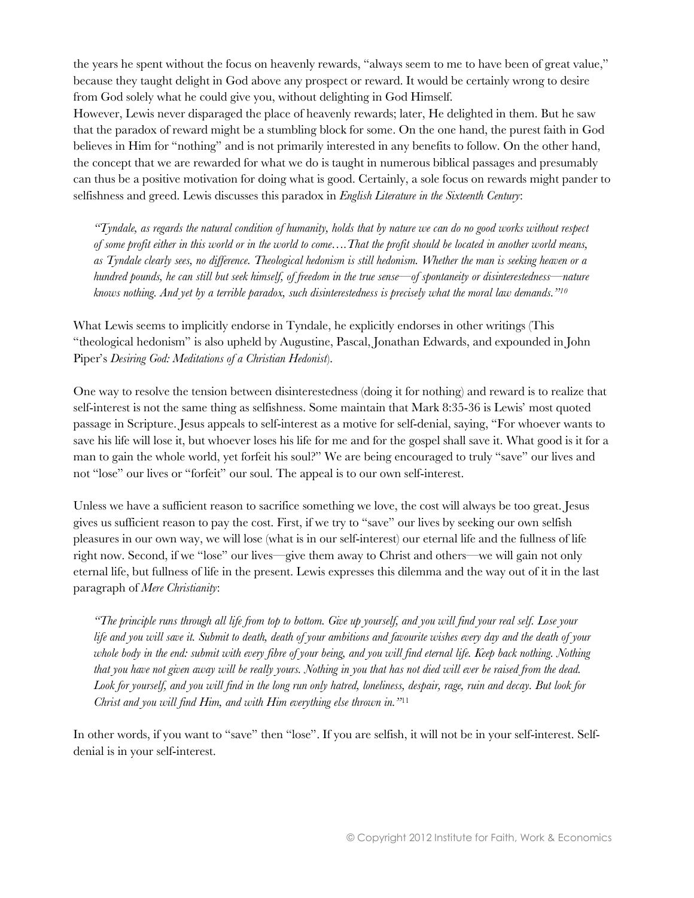the years he spent without the focus on heavenly rewards, "always seem to me to have been of great value," because they taught delight in God above any prospect or reward. It would be certainly wrong to desire from God solely what he could give you, without delighting in God Himself.

However, Lewis never disparaged the place of heavenly rewards; later, He delighted in them. But he saw that the paradox of reward might be a stumbling block for some. On the one hand, the purest faith in God believes in Him for "nothing" and is not primarily interested in any benefits to follow. On the other hand, the concept that we are rewarded for what we do is taught in numerous biblical passages and presumably can thus be a positive motivation for doing what is good. Certainly, a sole focus on rewards might pander to selfishness and greed. Lewis discusses this paradox in *English Literature in the Sixteenth Century*:

> *"Tyndale, as regards the natural condition of humanity, holds that by nature we can do no good works without respect of some profit either in this world or in the world to come….That the profit should be located in another world means, as Tyndale clearly sees, no difference. Theological hedonism is still hedonism. Whether the man is seeking heaven or a hundred pounds, he can still but seek himself, of freedom in the true sense—of spontaneity or disinterestedness—nature knows nothing. And yet by a terrible paradox, such disinterestedness is precisely what the moral law demands."*[10]

What Lewis seems to implicitly endorse in Tyndale, he explicitly endorses in other writings (This "theological hedonism" is also upheld by Augustine, Pascal, Jonathan Edwards, and expounded in John Piper's *Desiring God: Meditations of a Christian Hedonist*).

One way to resolve the tension between disinterestedness (doing it for nothing) and reward is to realize that self-interest is not the same thing as selfishness. Some maintain that Mark 8:35-36 is Lewis' most quoted passage in Scripture. Jesus appeals to self-interest as a motive for self-denial, saying, "For whoever wants to save his life will lose it, but whoever loses his life for me and for the gospel shall save it. What good is it for a man to gain the whole world, yet forfeit his soul?" We are being encouraged to truly "save" our lives and not "lose" our lives or "forfeit" our soul. The appeal is to our own self-interest.

Unless we have a sufficient reason to sacrifice something we love, the cost will always be too great. Jesus gives us sufficient reason to pay the cost. First, if we try to "save" our lives by seeking our own selfish pleasures in our own way, we will lose (what is in our self-interest) our eternal life and the fullness of life right now. Second, if we "lose" our lives—give them away to Christ and others—we will gain not only eternal life, but fullness of life in the present. Lewis expresses this dilemma and the way out of it in the last paragraph of *Mere Christianity*:

> *"The principle runs through all life from top to bottom. Give up yourself, and you will find your real self. Lose your life and you will save it. Submit to death, death of your ambitions and favourite wishes every day and the death of your whole body in the end: submit with every fibre of your being, and you will find eternal life. Keep back nothing. Nothing that you have not given away will be really yours. Nothing in you that has not died will ever be raised from the dead. Look for yourself, and you will find in the long run only hatred, loneliness, despair, rage, ruin and decay. But look for Christ and you will find Him, and with Him everything else thrown in."*[11]

In other words, if you want to "save" then "lose". If you are selfish, it will not be in your self-interest. Self-denial is in your self-interest.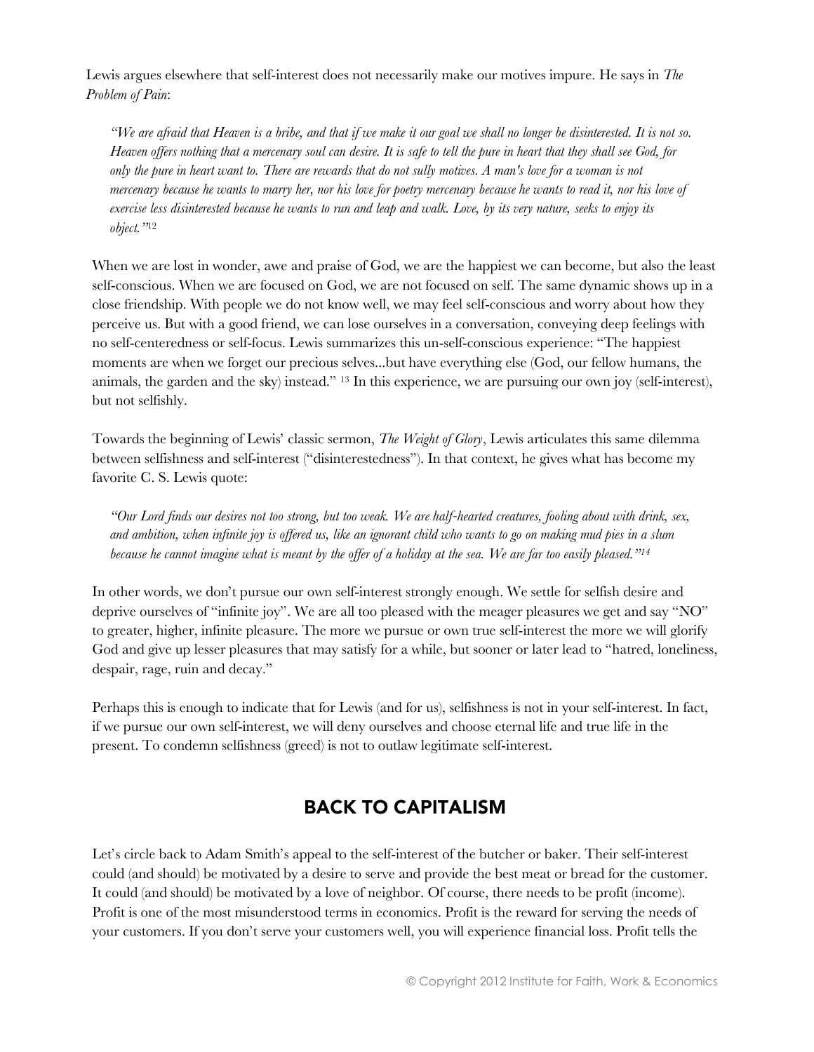Lewis argues elsewhere that self-interest does not necessarily make our motives impure. He says in *The Problem of Pain*:

> *"We are afraid that Heaven is a bribe, and that if we make it our goal we shall no longer be disinterested. It is not so. Heaven offers nothing that a mercenary soul can desire. It is safe to tell the pure in heart that they shall see God, for only the pure in heart want to. There are rewards that do not sully motives. A man's love for a woman is not mercenary because he wants to marry her, nor his love for poetry mercenary because he wants to read it, nor his love of exercise less disinterested because he wants to run and leap and walk. Love, by its very nature, seeks to enjoy its object."*[12]

When we are lost in wonder, awe and praise of God, we are the happiest we can become, but also the least self-conscious. When we are focused on God, we are not focused on self. The same dynamic shows up in a close friendship. With people we do not know well, we may feel self-conscious and worry about how they perceive us. But with a good friend, we can lose ourselves in a conversation, conveying deep feelings with no self-centeredness or self-focus. Lewis summarizes this un-self-conscious experience: "The happiest moments are when we forget our precious selves...but have everything else (God, our fellow humans, the animals, the garden and the sky) instead." [13] In this experience, we are pursuing our own joy (self-interest), but not selfishly.

Towards the beginning of Lewis' classic sermon, *The Weight of Glory*, Lewis articulates this same dilemma between selfishness and self-interest ("disinterestedness"). In that context, he gives what has become my favorite C. S. Lewis quote:

> *"Our Lord finds our desires not too strong, but too weak. We are half-hearted creatures, fooling about with drink, sex, and ambition, when infinite joy is offered us, like an ignorant child who wants to go on making mud pies in a slum because he cannot imagine what is meant by the offer of a holiday at the sea. We are far too easily pleased."*[14]

In other words, we don't pursue our own self-interest strongly enough. We settle for selfish desire and deprive ourselves of "infinite joy". We are all too pleased with the meager pleasures we get and say "NO" to greater, higher, infinite pleasure. The more we pursue or own true self-interest the more we will glorify God and give up lesser pleasures that may satisfy for a while, but sooner or later lead to "hatred, loneliness, despair, rage, ruin and decay."

Perhaps this is enough to indicate that for Lewis (and for us), selfishness is not in your self-interest. In fact, if we pursue our own self-interest, we will deny ourselves and choose eternal life and true life in the present. To condemn selfishness (greed) is not to outlaw legitimate self-interest.

## BACK TO CAPITALISM

Let's circle back to Adam Smith's appeal to the self-interest of the butcher or baker. Their self-interest could (and should) be motivated by a desire to serve and provide the best meat or bread for the customer. It could (and should) be motivated by a love of neighbor. Of course, there needs to be profit (income). Profit is one of the most misunderstood terms in economics. Profit is the reward for serving the needs of your customers. If you don't serve your customers well, you will experience financial loss. Profit tells the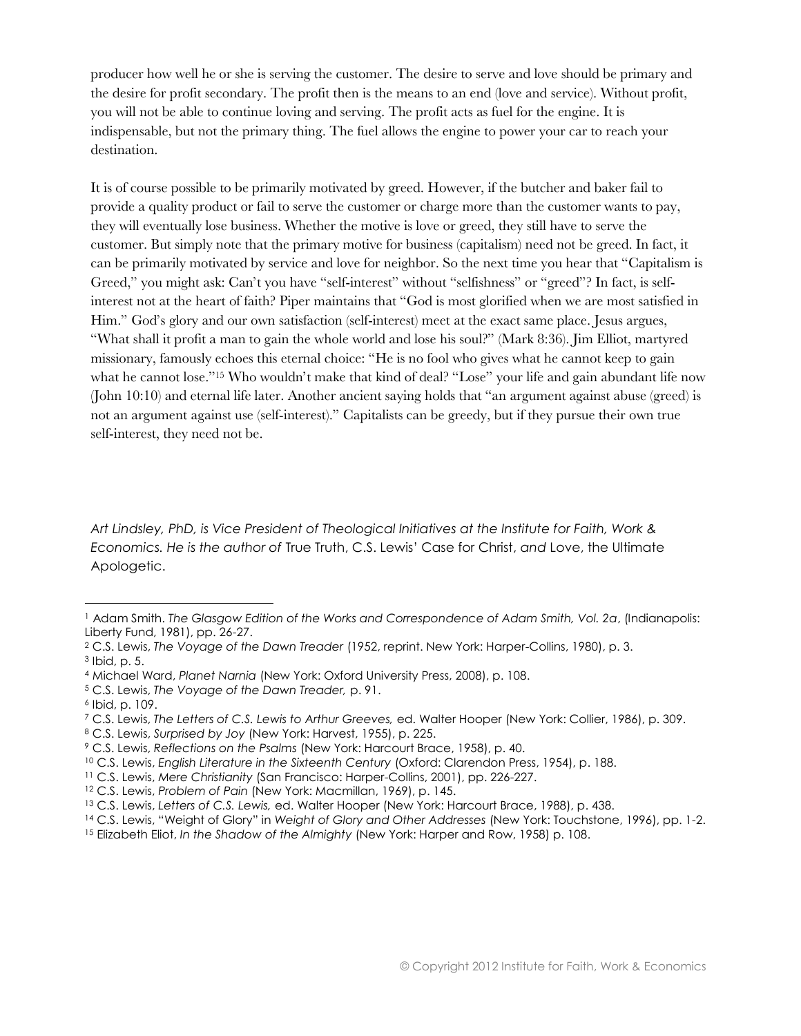producer how well he or she is serving the customer. The desire to serve and love should be primary and the desire for profit secondary. The profit then is the means to an end (love and service). Without profit, you will not be able to continue loving and serving. The profit acts as fuel for the engine. It is indispensable, but not the primary thing. The fuel allows the engine to power your car to reach your destination.

It is of course possible to be primarily motivated by greed. However, if the butcher and baker fail to provide a quality product or fail to serve the customer or charge more than the customer wants to pay, they will eventually lose business. Whether the motive is love or greed, they still have to serve the customer. But simply note that the primary motive for business (capitalism) need not be greed. In fact, it can be primarily motivated by service and love for neighbor. So the next time you hear that "Capitalism is Greed," you might ask: Can't you have "self-interest" without "selfishness" or "greed"? In fact, is self-interest not at the heart of faith? Piper maintains that "God is most glorified when we are most satisfied in Him." God's glory and our own satisfaction (self-interest) meet at the exact same place. Jesus argues, "What shall it profit a man to gain the whole world and lose his soul?" (Mark 8:36). Jim Elliot, martyred missionary, famously echoes this eternal choice: "He is no fool who gives what he cannot keep to gain what he cannot lose."[15] Who wouldn't make that kind of deal? "Lose" your life and gain abundant life now (John 10:10) and eternal life later. Another ancient saying holds that "an argument against abuse (greed) is not an argument against use (self-interest)." Capitalists can be greedy, but if they pursue their own true self-interest, they need not be.

*Art Lindsley, PhD, is Vice President of Theological Initiatives at the Institute for Faith, Work & Economics. He is the author of* True Truth, C.S. Lewis' Case for Christ, *and* Love, the Ultimate Apologetic.

---

[1] Adam Smith. *The Glasgow Edition of the Works and Correspondence of Adam Smith, Vol. 2a*, (Indianapolis: Liberty Fund, 1981), pp. 26-27.
[2] C.S. Lewis, *The Voyage of the Dawn Treader* (1952, reprint. New York: Harper-Collins, 1980), p. 3.
[3] Ibid, p. 5.
[4] Michael Ward, *Planet Narnia* (New York: Oxford University Press, 2008), p. 108.
[5] C.S. Lewis, *The Voyage of the Dawn Treader,* p. 91.
[6] Ibid, p. 109.
[7] C.S. Lewis, *The Letters of C.S. Lewis to Arthur Greeves,* ed. Walter Hooper (New York: Collier, 1986), p. 309.
[8] C.S. Lewis, *Surprised by Joy* (New York: Harvest, 1955), p. 225.
[9] C.S. Lewis, *Reflections on the Psalms* (New York: Harcourt Brace, 1958), p. 40.
[10] C.S. Lewis, *English Literature in the Sixteenth Century* (Oxford: Clarendon Press, 1954), p. 188.
[11] C.S. Lewis, *Mere Christianity* (San Francisco: Harper-Collins, 2001), pp. 226-227.
[12] C.S. Lewis, *Problem of Pain* (New York: Macmillan, 1969), p. 145.
[13] C.S. Lewis, *Letters of C.S. Lewis,* ed. Walter Hooper (New York: Harcourt Brace, 1988), p. 438.
[14] C.S. Lewis, "Weight of Glory" in *Weight of Glory and Other Addresses* (New York: Touchstone, 1996), pp. 1-2.
[15] Elizabeth Eliot, *In the Shadow of the Almighty* (New York: Harper and Row, 1958) p. 108.

© Copyright 2012 Institute for Faith, Work & Economics